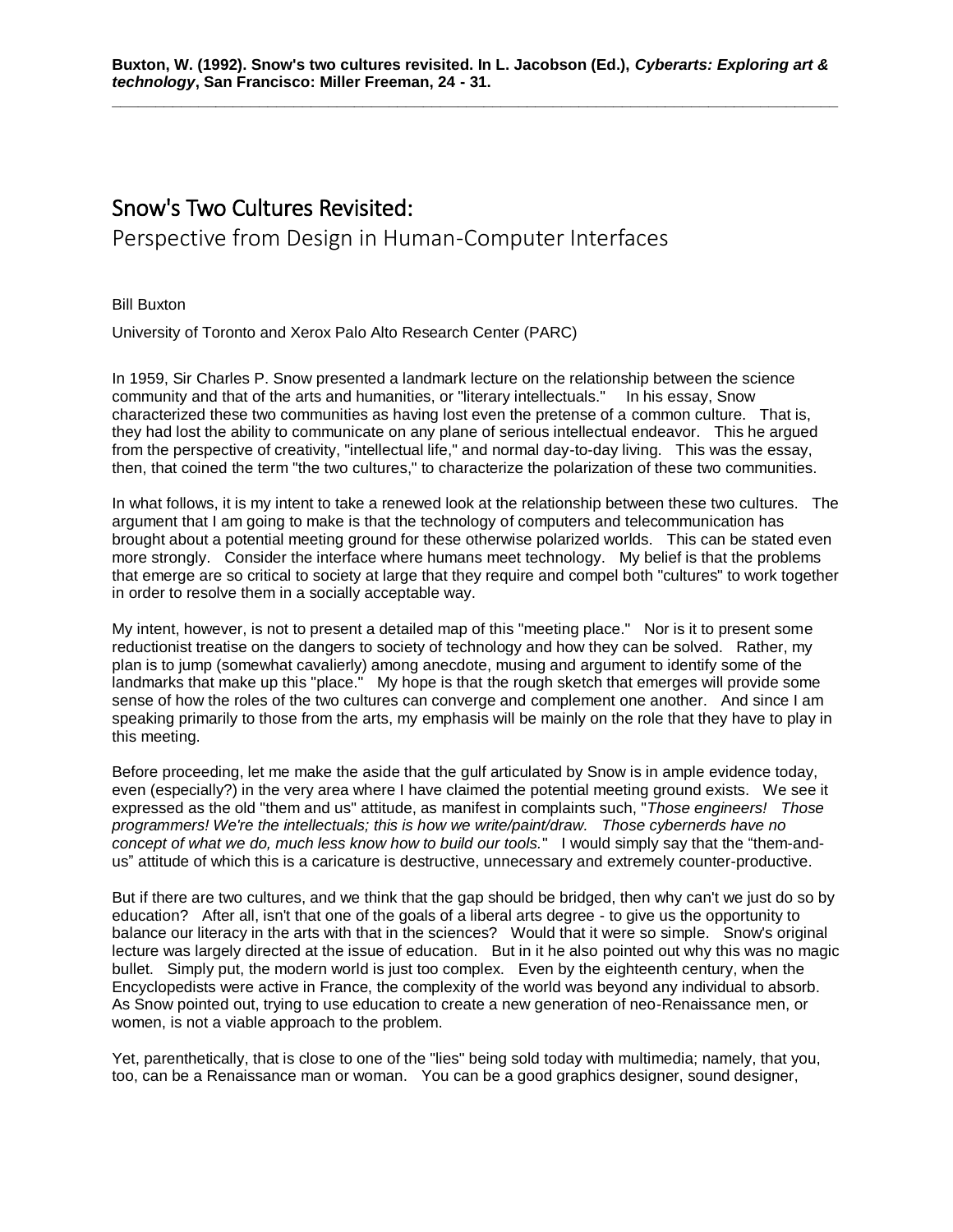**Buxton, W. (1992). Snow's two cultures revisited. In L. Jacobson (Ed.), *Cyberarts: Exploring art & technology*, San Francisco: Miller Freeman, 24 - 31.**

---

# Snow's Two Cultures Revisited:

## Perspective from Design in Human-Computer Interfaces

Bill Buxton

University of Toronto and Xerox Palo Alto Research Center (PARC)

In 1959, Sir Charles P. Snow presented a landmark lecture on the relationship between the science community and that of the arts and humanities, or "literary intellectuals." In his essay, Snow characterized these two communities as having lost even the pretense of a common culture. That is, they had lost the ability to communicate on any plane of serious intellectual endeavor. This he argued from the perspective of creativity, "intellectual life," and normal day-to-day living. This was the essay, then, that coined the term "the two cultures," to characterize the polarization of these two communities.

In what follows, it is my intent to take a renewed look at the relationship between these two cultures. The argument that I am going to make is that the technology of computers and telecommunication has brought about a potential meeting ground for these otherwise polarized worlds. This can be stated even more strongly. Consider the interface where humans meet technology. My belief is that the problems that emerge are so critical to society at large that they require and compel both "cultures" to work together in order to resolve them in a socially acceptable way.

My intent, however, is not to present a detailed map of this "meeting place." Nor is it to present some reductionist treatise on the dangers to society of technology and how they can be solved. Rather, my plan is to jump (somewhat cavalierly) among anecdote, musing and argument to identify some of the landmarks that make up this "place." My hope is that the rough sketch that emerges will provide some sense of how the roles of the two cultures can converge and complement one another. And since I am speaking primarily to those from the arts, my emphasis will be mainly on the role that they have to play in this meeting.

Before proceeding, let me make the aside that the gulf articulated by Snow is in ample evidence today, even (especially?) in the very area where I have claimed the potential meeting ground exists. We see it expressed as the old "them and us" attitude, as manifest in complaints such, "*Those engineers! Those programmers! We're the intellectuals; this is how we write/paint/draw. Those cybernerds have no concept of what we do, much less know how to build our tools.*" I would simply say that the "them-and-us" attitude of which this is a caricature is destructive, unnecessary and extremely counter-productive.

But if there are two cultures, and we think that the gap should be bridged, then why can't we just do so by education? After all, isn't that one of the goals of a liberal arts degree - to give us the opportunity to balance our literacy in the arts with that in the sciences? Would that it were so simple. Snow's original lecture was largely directed at the issue of education. But in it he also pointed out why this was no magic bullet. Simply put, the modern world is just too complex. Even by the eighteenth century, when the Encyclopedists were active in France, the complexity of the world was beyond any individual to absorb. As Snow pointed out, trying to use education to create a new generation of neo-Renaissance men, or women, is not a viable approach to the problem.

Yet, parenthetically, that is close to one of the "lies" being sold today with multimedia; namely, that you, too, can be a Renaissance man or woman. You can be a good graphics designer, sound designer,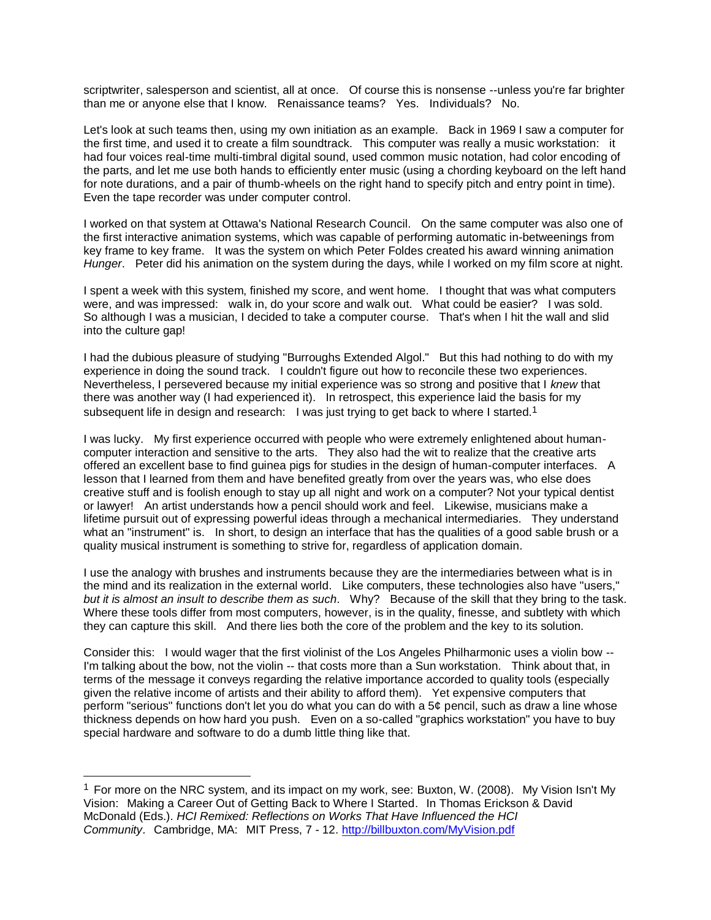scriptwriter, salesperson and scientist, all at once. Of course this is nonsense --unless you're far brighter than me or anyone else that I know. Renaissance teams? Yes. Individuals? No.

Let's look at such teams then, using my own initiation as an example. Back in 1969 I saw a computer for the first time, and used it to create a film soundtrack. This computer was really a music workstation: it had four voices real-time multi-timbral digital sound, used common music notation, had color encoding of the parts, and let me use both hands to efficiently enter music (using a chording keyboard on the left hand for note durations, and a pair of thumb-wheels on the right hand to specify pitch and entry point in time). Even the tape recorder was under computer control.

I worked on that system at Ottawa's National Research Council. On the same computer was also one of the first interactive animation systems, which was capable of performing automatic in-betweenings from key frame to key frame. It was the system on which Peter Foldes created his award winning animation *Hunger*. Peter did his animation on the system during the days, while I worked on my film score at night.

I spent a week with this system, finished my score, and went home. I thought that was what computers were, and was impressed: walk in, do your score and walk out. What could be easier? I was sold. So although I was a musician, I decided to take a computer course. That's when I hit the wall and slid into the culture gap!

I had the dubious pleasure of studying "Burroughs Extended Algol." But this had nothing to do with my experience in doing the sound track. I couldn't figure out how to reconcile these two experiences. Nevertheless, I persevered because my initial experience was so strong and positive that I *knew* that there was another way (I had experienced it). In retrospect, this experience laid the basis for my subsequent life in design and research: I was just trying to get back to where I started.[1]

I was lucky. My first experience occurred with people who were extremely enlightened about human-computer interaction and sensitive to the arts. They also had the wit to realize that the creative arts offered an excellent base to find guinea pigs for studies in the design of human-computer interfaces. A lesson that I learned from them and have benefited greatly from over the years was, who else does creative stuff and is foolish enough to stay up all night and work on a computer? Not your typical dentist or lawyer! An artist understands how a pencil should work and feel. Likewise, musicians make a lifetime pursuit out of expressing powerful ideas through a mechanical intermediaries. They understand what an "instrument" is. In short, to design an interface that has the qualities of a good sable brush or a quality musical instrument is something to strive for, regardless of application domain.

I use the analogy with brushes and instruments because they are the intermediaries between what is in the mind and its realization in the external world. Like computers, these technologies also have "users," *but it is almost an insult to describe them as such*. Why? Because of the skill that they bring to the task. Where these tools differ from most computers, however, is in the quality, finesse, and subtlety with which they can capture this skill. And there lies both the core of the problem and the key to its solution.

Consider this: I would wager that the first violinist of the Los Angeles Philharmonic uses a violin bow -- I'm talking about the bow, not the violin -- that costs more than a Sun workstation. Think about that, in terms of the message it conveys regarding the relative importance accorded to quality tools (especially given the relative income of artists and their ability to afford them). Yet expensive computers that perform "serious" functions don't let you do what you can do with a 5¢ pencil, such as draw a line whose thickness depends on how hard you push. Even on a so-called "graphics workstation" you have to buy special hardware and software to do a dumb little thing like that.

---

[1] For more on the NRC system, and its impact on my work, see: Buxton, W. (2008). My Vision Isn't My Vision: Making a Career Out of Getting Back to Where I Started. In Thomas Erickson & David McDonald (Eds.). *HCI Remixed: Reflections on Works That Have Influenced the HCI Community*. Cambridge, MA: MIT Press, 7 - 12. http://billbuxton.com/MyVision.pdf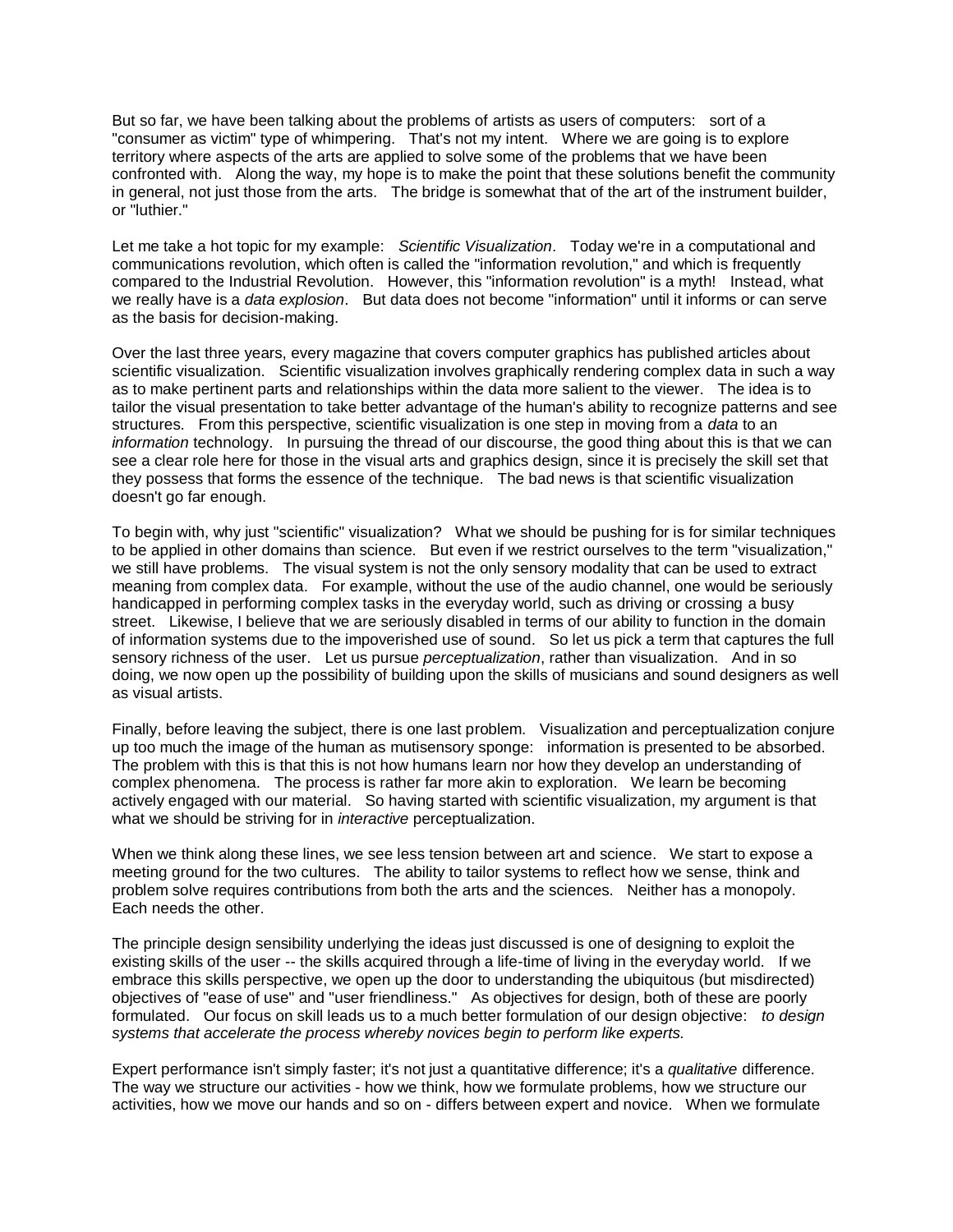But so far, we have been talking about the problems of artists as users of computers: sort of a "consumer as victim" type of whimpering. That's not my intent. Where we are going is to explore territory where aspects of the arts are applied to solve some of the problems that we have been confronted with. Along the way, my hope is to make the point that these solutions benefit the community in general, not just those from the arts. The bridge is somewhat that of the art of the instrument builder, or "luthier."

Let me take a hot topic for my example: *Scientific Visualization*. Today we're in a computational and communications revolution, which often is called the "information revolution," and which is frequently compared to the Industrial Revolution. However, this "information revolution" is a myth! Instead, what we really have is a *data explosion*. But data does not become "information" until it informs or can serve as the basis for decision-making.

Over the last three years, every magazine that covers computer graphics has published articles about scientific visualization. Scientific visualization involves graphically rendering complex data in such a way as to make pertinent parts and relationships within the data more salient to the viewer. The idea is to tailor the visual presentation to take better advantage of the human's ability to recognize patterns and see structures. From this perspective, scientific visualization is one step in moving from a *data* to an *information* technology. In pursuing the thread of our discourse, the good thing about this is that we can see a clear role here for those in the visual arts and graphics design, since it is precisely the skill set that they possess that forms the essence of the technique. The bad news is that scientific visualization doesn't go far enough.

To begin with, why just "scientific" visualization? What we should be pushing for is for similar techniques to be applied in other domains than science. But even if we restrict ourselves to the term "visualization," we still have problems. The visual system is not the only sensory modality that can be used to extract meaning from complex data. For example, without the use of the audio channel, one would be seriously handicapped in performing complex tasks in the everyday world, such as driving or crossing a busy street. Likewise, I believe that we are seriously disabled in terms of our ability to function in the domain of information systems due to the impoverished use of sound. So let us pick a term that captures the full sensory richness of the user. Let us pursue *perceptualization*, rather than visualization. And in so doing, we now open up the possibility of building upon the skills of musicians and sound designers as well as visual artists.

Finally, before leaving the subject, there is one last problem. Visualization and perceptualization conjure up too much the image of the human as mutisensory sponge: information is presented to be absorbed. The problem with this is that this is not how humans learn nor how they develop an understanding of complex phenomena. The process is rather far more akin to exploration. We learn be becoming actively engaged with our material. So having started with scientific visualization, my argument is that what we should be striving for in *interactive* perceptualization.

When we think along these lines, we see less tension between art and science. We start to expose a meeting ground for the two cultures. The ability to tailor systems to reflect how we sense, think and problem solve requires contributions from both the arts and the sciences. Neither has a monopoly. Each needs the other.

The principle design sensibility underlying the ideas just discussed is one of designing to exploit the existing skills of the user -- the skills acquired through a life-time of living in the everyday world. If we embrace this skills perspective, we open up the door to understanding the ubiquitous (but misdirected) objectives of "ease of use" and "user friendliness." As objectives for design, both of these are poorly formulated. Our focus on skill leads us to a much better formulation of our design objective: *to design systems that accelerate the process whereby novices begin to perform like experts.*

Expert performance isn't simply faster; it's not just a quantitative difference; it's a *qualitative* difference. The way we structure our activities - how we think, how we formulate problems, how we structure our activities, how we move our hands and so on - differs between expert and novice. When we formulate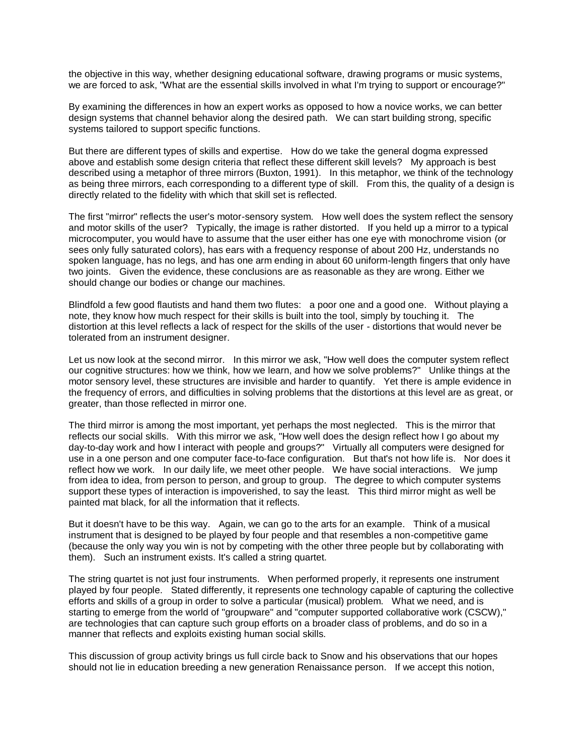the objective in this way, whether designing educational software, drawing programs or music systems, we are forced to ask, "What are the essential skills involved in what I'm trying to support or encourage?"

By examining the differences in how an expert works as opposed to how a novice works, we can better design systems that channel behavior along the desired path. We can start building strong, specific systems tailored to support specific functions.

But there are different types of skills and expertise. How do we take the general dogma expressed above and establish some design criteria that reflect these different skill levels? My approach is best described using a metaphor of three mirrors (Buxton, 1991). In this metaphor, we think of the technology as being three mirrors, each corresponding to a different type of skill. From this, the quality of a design is directly related to the fidelity with which that skill set is reflected.

The first "mirror" reflects the user's motor-sensory system. How well does the system reflect the sensory and motor skills of the user? Typically, the image is rather distorted. If you held up a mirror to a typical microcomputer, you would have to assume that the user either has one eye with monochrome vision (or sees only fully saturated colors), has ears with a frequency response of about 200 Hz, understands no spoken language, has no legs, and has one arm ending in about 60 uniform-length fingers that only have two joints. Given the evidence, these conclusions are as reasonable as they are wrong. Either we should change our bodies or change our machines.

Blindfold a few good flautists and hand them two flutes: a poor one and a good one. Without playing a note, they know how much respect for their skills is built into the tool, simply by touching it. The distortion at this level reflects a lack of respect for the skills of the user - distortions that would never be tolerated from an instrument designer.

Let us now look at the second mirror. In this mirror we ask, "How well does the computer system reflect our cognitive structures: how we think, how we learn, and how we solve problems?" Unlike things at the motor sensory level, these structures are invisible and harder to quantify. Yet there is ample evidence in the frequency of errors, and difficulties in solving problems that the distortions at this level are as great, or greater, than those reflected in mirror one.

The third mirror is among the most important, yet perhaps the most neglected. This is the mirror that reflects our social skills. With this mirror we ask, "How well does the design reflect how I go about my day-to-day work and how I interact with people and groups?" Virtually all computers were designed for use in a one person and one computer face-to-face configuration. But that's not how life is. Nor does it reflect how we work. In our daily life, we meet other people. We have social interactions. We jump from idea to idea, from person to person, and group to group. The degree to which computer systems support these types of interaction is impoverished, to say the least. This third mirror might as well be painted mat black, for all the information that it reflects.

But it doesn't have to be this way. Again, we can go to the arts for an example. Think of a musical instrument that is designed to be played by four people and that resembles a non-competitive game (because the only way you win is not by competing with the other three people but by collaborating with them). Such an instrument exists. It's called a string quartet.

The string quartet is not just four instruments. When performed properly, it represents one instrument played by four people. Stated differently, it represents one technology capable of capturing the collective efforts and skills of a group in order to solve a particular (musical) problem. What we need, and is starting to emerge from the world of "groupware" and "computer supported collaborative work (CSCW)," are technologies that can capture such group efforts on a broader class of problems, and do so in a manner that reflects and exploits existing human social skills.

This discussion of group activity brings us full circle back to Snow and his observations that our hopes should not lie in education breeding a new generation Renaissance person. If we accept this notion,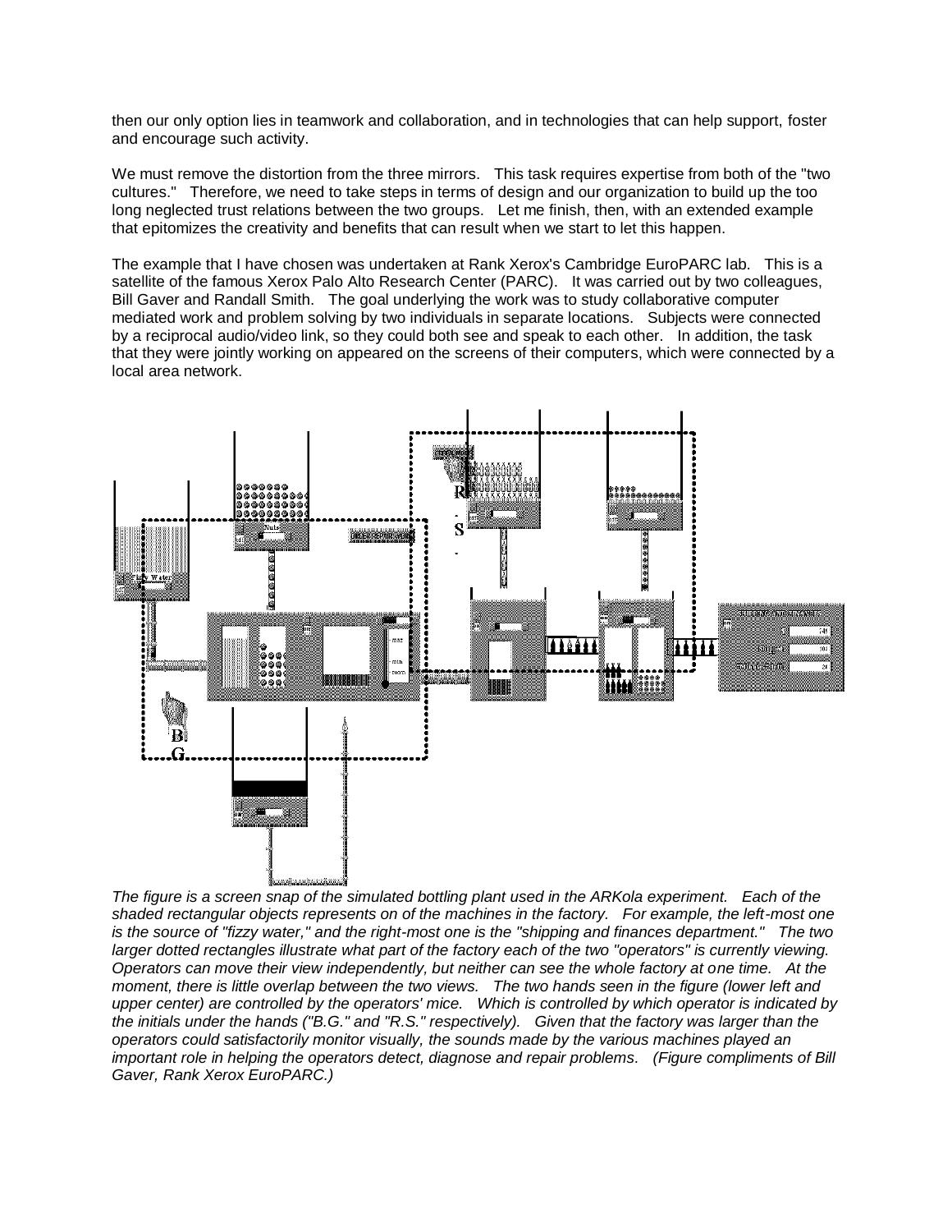then our only option lies in teamwork and collaboration, and in technologies that can help support, foster and encourage such activity.

We must remove the distortion from the three mirrors. This task requires expertise from both of the "two cultures." Therefore, we need to take steps in terms of design and our organization to build up the too long neglected trust relations between the two groups. Let me finish, then, with an extended example that epitomizes the creativity and benefits that can result when we start to let this happen.

The example that I have chosen was undertaken at Rank Xerox's Cambridge EuroPARC lab. This is a satellite of the famous Xerox Palo Alto Research Center (PARC). It was carried out by two colleagues, Bill Gaver and Randall Smith. The goal underlying the work was to study collaborative computer mediated work and problem solving by two individuals in separate locations. Subjects were connected by a reciprocal audio/video link, so they could both see and speak to each other. In addition, the task that they were jointly working on appeared on the screens of their computers, which were connected by a local area network.

*The figure is a screen snap of the simulated bottling plant used in the ARKola experiment. Each of the shaded rectangular objects represents on of the machines in the factory. For example, the left-most one is the source of "fizzy water," and the right-most one is the "shipping and finances department." The two larger dotted rectangles illustrate what part of the factory each of the two "operators" is currently viewing. Operators can move their view independently, but neither can see the whole factory at one time. At the moment, there is little overlap between the two views. The two hands seen in the figure (lower left and upper center) are controlled by the operators' mice. Which is controlled by which operator is indicated by the initials under the hands ("B.G." and "R.S." respectively). Given that the factory was larger than the operators could satisfactorily monitor visually, the sounds made by the various machines played an important role in helping the operators detect, diagnose and repair problems. (Figure compliments of Bill Gaver, Rank Xerox EuroPARC.)*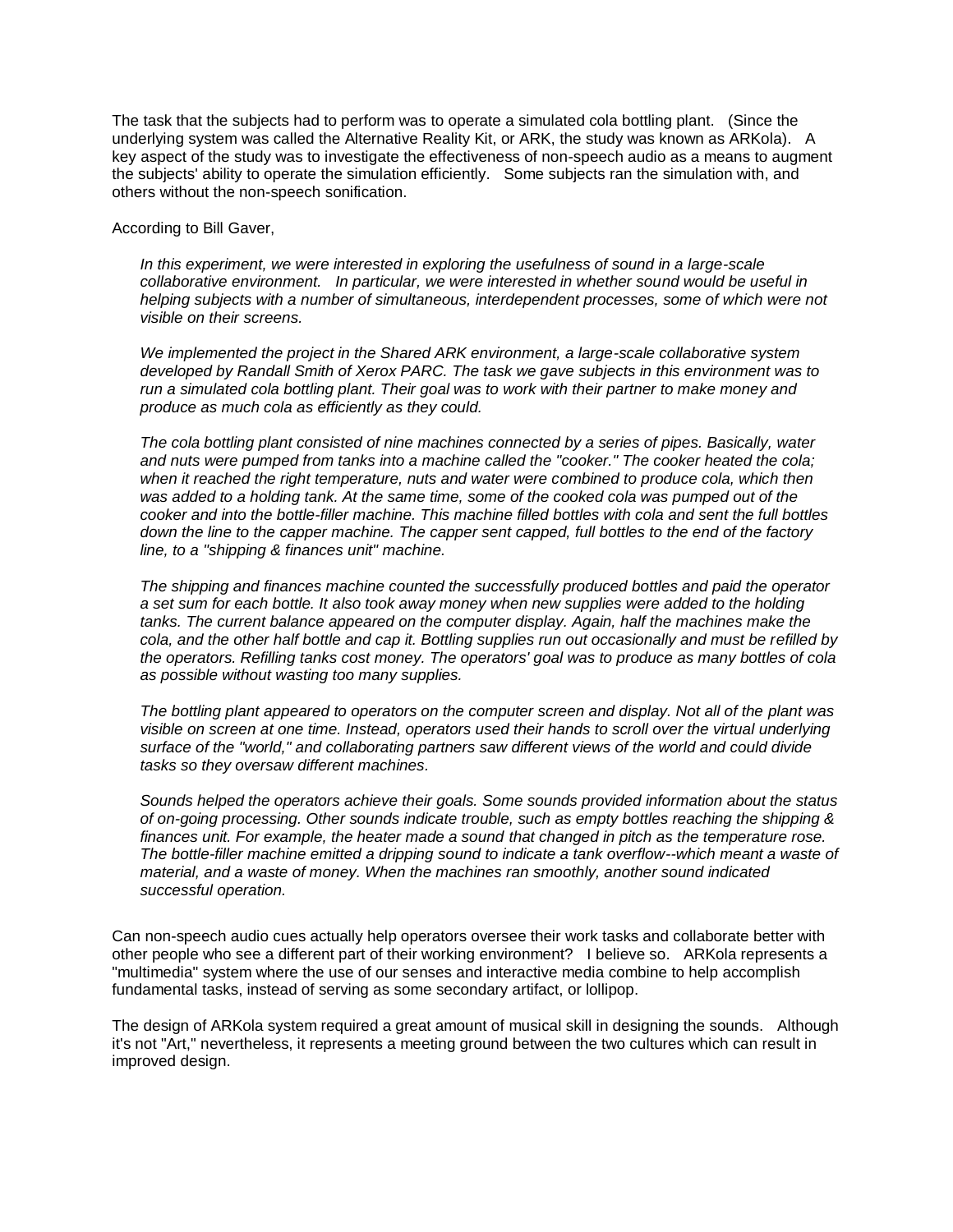The task that the subjects had to perform was to operate a simulated cola bottling plant. (Since the underlying system was called the Alternative Reality Kit, or ARK, the study was known as ARKola). A key aspect of the study was to investigate the effectiveness of non-speech audio as a means to augment the subjects' ability to operate the simulation efficiently. Some subjects ran the simulation with, and others without the non-speech sonification.

According to Bill Gaver,

> *In this experiment, we were interested in exploring the usefulness of sound in a large-scale collaborative environment. In particular, we were interested in whether sound would be useful in helping subjects with a number of simultaneous, interdependent processes, some of which were not visible on their screens.*
>
> *We implemented the project in the Shared ARK environment, a large-scale collaborative system developed by Randall Smith of Xerox PARC. The task we gave subjects in this environment was to run a simulated cola bottling plant. Their goal was to work with their partner to make money and produce as much cola as efficiently as they could.*
>
> *The cola bottling plant consisted of nine machines connected by a series of pipes. Basically, water and nuts were pumped from tanks into a machine called the "cooker." The cooker heated the cola; when it reached the right temperature, nuts and water were combined to produce cola, which then was added to a holding tank. At the same time, some of the cooked cola was pumped out of the cooker and into the bottle-filler machine. This machine filled bottles with cola and sent the full bottles down the line to the capper machine. The capper sent capped, full bottles to the end of the factory line, to a "shipping & finances unit" machine.*
>
> *The shipping and finances machine counted the successfully produced bottles and paid the operator a set sum for each bottle. It also took away money when new supplies were added to the holding tanks. The current balance appeared on the computer display. Again, half the machines make the cola, and the other half bottle and cap it. Bottling supplies run out occasionally and must be refilled by the operators. Refilling tanks cost money. The operators' goal was to produce as many bottles of cola as possible without wasting too many supplies.*
>
> *The bottling plant appeared to operators on the computer screen and display. Not all of the plant was visible on screen at one time. Instead, operators used their hands to scroll over the virtual underlying surface of the "world," and collaborating partners saw different views of the world and could divide tasks so they oversaw different machines.*
>
> *Sounds helped the operators achieve their goals. Some sounds provided information about the status of on-going processing. Other sounds indicate trouble, such as empty bottles reaching the shipping & finances unit. For example, the heater made a sound that changed in pitch as the temperature rose. The bottle-filler machine emitted a dripping sound to indicate a tank overflow--which meant a waste of material, and a waste of money. When the machines ran smoothly, another sound indicated successful operation.*

Can non-speech audio cues actually help operators oversee their work tasks and collaborate better with other people who see a different part of their working environment? I believe so. ARKola represents a "multimedia" system where the use of our senses and interactive media combine to help accomplish fundamental tasks, instead of serving as some secondary artifact, or lollipop.

The design of ARKola system required a great amount of musical skill in designing the sounds. Although it's not "Art," nevertheless, it represents a meeting ground between the two cultures which can result in improved design.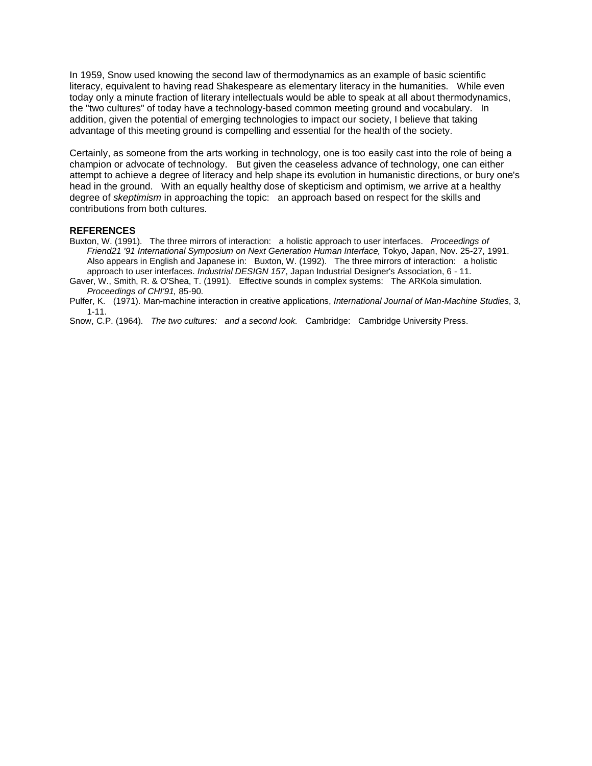In 1959, Snow used knowing the second law of thermodynamics as an example of basic scientific literacy, equivalent to having read Shakespeare as elementary literacy in the humanities. While even today only a minute fraction of literary intellectuals would be able to speak at all about thermodynamics, the "two cultures" of today have a technology-based common meeting ground and vocabulary. In addition, given the potential of emerging technologies to impact our society, I believe that taking advantage of this meeting ground is compelling and essential for the health of the society.

Certainly, as someone from the arts working in technology, one is too easily cast into the role of being a champion or advocate of technology. But given the ceaseless advance of technology, one can either attempt to achieve a degree of literacy and help shape its evolution in humanistic directions, or bury one's head in the ground. With an equally healthy dose of skepticism and optimism, we arrive at a healthy degree of *skeptimism* in approaching the topic: an approach based on respect for the skills and contributions from both cultures.

**REFERENCES**

Buxton, W. (1991). The three mirrors of interaction: a holistic approach to user interfaces. *Proceedings of Friend21 '91 International Symposium on Next Generation Human Interface,* Tokyo, Japan, Nov. 25-27, 1991. Also appears in English and Japanese in: Buxton, W. (1992). The three mirrors of interaction: a holistic approach to user interfaces. *Industrial DESIGN 157*, Japan Industrial Designer's Association, 6 - 11.

Gaver, W., Smith, R. & O'Shea, T. (1991). Effective sounds in complex systems: The ARKola simulation. *Proceedings of CHI'91,* 85-90.

Pulfer, K. (1971). Man-machine interaction in creative applications, *International Journal of Man-Machine Studies*, 3, 1-11.

Snow, C.P. (1964). *The two cultures: and a second look.* Cambridge: Cambridge University Press.